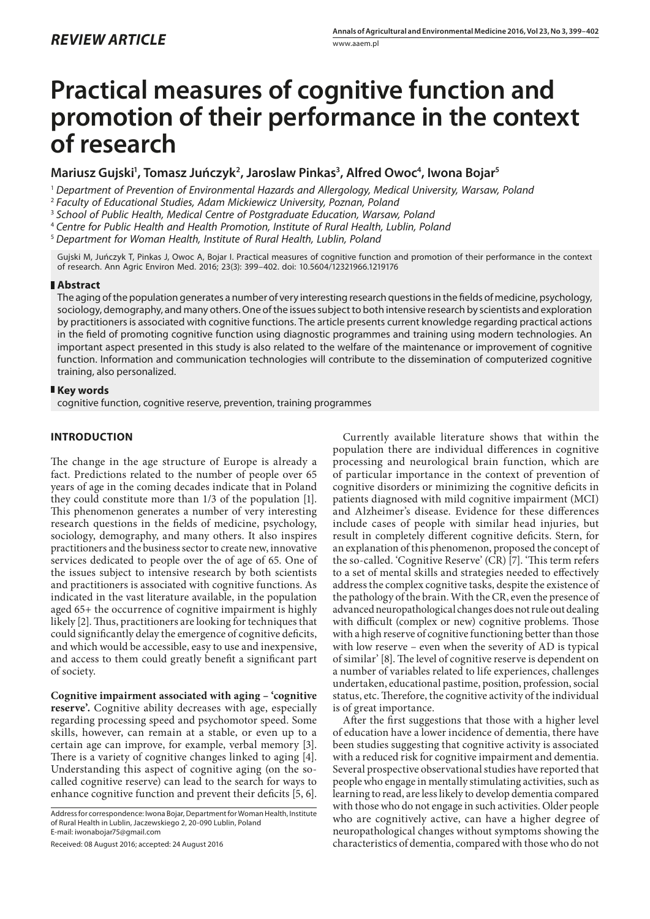*REVIEW ARTICLE*

# Practical measures of cognitive function and promotion of their performance in the context of research

**Mariusz Gujski[1], Tomasz Juńczyk[2], Jaroslaw Pinkas[3], Alfred Owoc[4], Iwona Bojar[5]**

[1] *Department of Prevention of Environmental Hazards and Allergology, Medical University, Warsaw, Poland*
[2] *Faculty of Educational Studies, Adam Mickiewicz University, Poznan, Poland*
[3] *School of Public Health, Medical Centre of Postgraduate Education, Warsaw, Poland*
[4] *Centre for Public Health and Health Promotion, Institute of Rural Health, Lublin, Poland*
[5] *Department for Woman Health, Institute of Rural Health, Lublin, Poland*

Gujski M, Juńczyk T, Pinkas J, Owoc A, Bojar I. Practical measures of cognitive function and promotion of their performance in the context of research. Ann Agric Environ Med. 2016; 23(3): 399–402. doi: 10.5604/12321966.1219176

## Abstract

The aging of the population generates a number of very interesting research questions in the fields of medicine, psychology, sociology, demography, and many others. One of the issues subject to both intensive research by scientists and exploration by practitioners is associated with cognitive functions. The article presents current knowledge regarding practical actions in the field of promoting cognitive function using diagnostic programmes and training using modern technologies. An important aspect presented in this study is also related to the welfare of the maintenance or improvement of cognitive function. Information and communication technologies will contribute to the dissemination of computerized cognitive training, also personalized.

## Key words

cognitive function, cognitive reserve, prevention, training programmes

## INTRODUCTION

The change in the age structure of Europe is already a fact. Predictions related to the number of people over 65 years of age in the coming decades indicate that in Poland they could constitute more than 1/3 of the population [1]. This phenomenon generates a number of very interesting research questions in the fields of medicine, psychology, sociology, demography, and many others. It also inspires practitioners and the business sector to create new, innovative services dedicated to people over the of age of 65. One of the issues subject to intensive research by both scientists and practitioners is associated with cognitive functions. As indicated in the vast literature available, in the population aged 65+ the occurrence of cognitive impairment is highly likely [2]. Thus, practitioners are looking for techniques that could significantly delay the emergence of cognitive deficits, and which would be accessible, easy to use and inexpensive, and access to them could greatly benefit a significant part of society.

**Cognitive impairment associated with aging – 'cognitive reserve'.** Cognitive ability decreases with age, especially regarding processing speed and psychomotor speed. Some skills, however, can remain at a stable, or even up to a certain age can improve, for example, verbal memory [3]. There is a variety of cognitive changes linked to aging [4]. Understanding this aspect of cognitive aging (on the so-called cognitive reserve) can lead to the search for ways to enhance cognitive function and prevent their deficits [5, 6].

Address for correspondence: Iwona Bojar, Department for Woman Health, Institute of Rural Health in Lublin, Jaczewskiego 2, 20-090 Lublin, Poland
E-mail: iwonabojar75@gmail.com

Received: 08 August 2016; accepted: 24 August 2016

Currently available literature shows that within the population there are individual differences in cognitive processing and neurological brain function, which are of particular importance in the context of prevention of cognitive disorders or minimizing the cognitive deficits in patients diagnosed with mild cognitive impairment (MCI) and Alzheimer's disease. Evidence for these differences include cases of people with similar head injuries, but result in completely different cognitive deficits. Stern, for an explanation of this phenomenon, proposed the concept of the so-called. 'Cognitive Reserve' (CR) [7]. 'This term refers to a set of mental skills and strategies needed to effectively address the complex cognitive tasks, despite the existence of the pathology of the brain. With the CR, even the presence of advanced neuropathological changes does not rule out dealing with difficult (complex or new) cognitive problems. Those with a high reserve of cognitive functioning better than those with low reserve – even when the severity of AD is typical of similar' [8]. The level of cognitive reserve is dependent on a number of variables related to life experiences, challenges undertaken, educational pastime, position, profession, social status, etc. Therefore, the cognitive activity of the individual is of great importance.

After the first suggestions that those with a higher level of education have a lower incidence of dementia, there have been studies suggesting that cognitive activity is associated with a reduced risk for cognitive impairment and dementia. Several prospective observational studies have reported that people who engage in mentally stimulating activities, such as learning to read, are less likely to develop dementia compared with those who do not engage in such activities. Older people who are cognitively active, can have a higher degree of neuropathological changes without symptoms showing the characteristics of dementia, compared with those who do not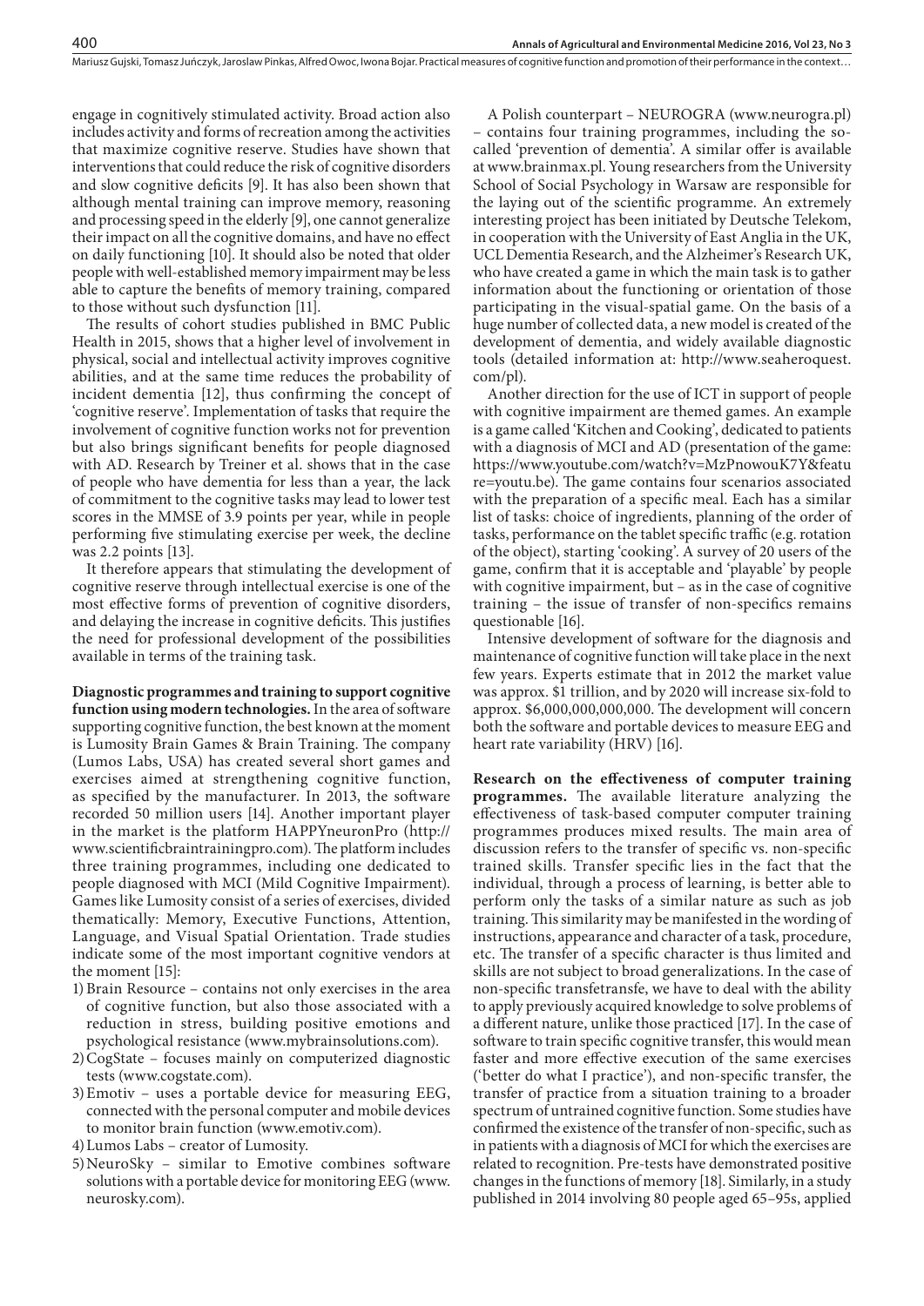engage in cognitively stimulated activity. Broad action also includes activity and forms of recreation among the activities that maximize cognitive reserve. Studies have shown that interventions that could reduce the risk of cognitive disorders and slow cognitive deficits [9]. It has also been shown that although mental training can improve memory, reasoning and processing speed in the elderly [9], one cannot generalize their impact on all the cognitive domains, and have no effect on daily functioning [10]. It should also be noted that older people with well-established memory impairment may be less able to capture the benefits of memory training, compared to those without such dysfunction [11].

The results of cohort studies published in BMC Public Health in 2015, shows that a higher level of involvement in physical, social and intellectual activity improves cognitive abilities, and at the same time reduces the probability of incident dementia [12], thus confirming the concept of 'cognitive reserve'. Implementation of tasks that require the involvement of cognitive function works not for prevention but also brings significant benefits for people diagnosed with AD. Research by Treiner et al. shows that in the case of people who have dementia for less than a year, the lack of commitment to the cognitive tasks may lead to lower test scores in the MMSE of 3.9 points per year, while in people performing five stimulating exercise per week, the decline was 2.2 points [13].

It therefore appears that stimulating the development of cognitive reserve through intellectual exercise is one of the most effective forms of prevention of cognitive disorders, and delaying the increase in cognitive deficits. This justifies the need for professional development of the possibilities available in terms of the training task.

**Diagnostic programmes and training to support cognitive function using modern technologies.** In the area of software supporting cognitive function, the best known at the moment is Lumosity Brain Games & Brain Training. The company (Lumos Labs, USA) has created several short games and exercises aimed at strengthening cognitive function, as specified by the manufacturer. In 2013, the software recorded 50 million users [14]. Another important player in the market is the platform HAPPYneuronPro (http://www.scientificbraintrainingpro.com). The platform includes three training programmes, including one dedicated to people diagnosed with MCI (Mild Cognitive Impairment). Games like Lumosity consist of a series of exercises, divided thematically: Memory, Executive Functions, Attention, Language, and Visual Spatial Orientation. Trade studies indicate some of the most important cognitive vendors at the moment [15]:

1) Brain Resource – contains not only exercises in the area of cognitive function, but also those associated with a reduction in stress, building positive emotions and psychological resistance (www.mybrainsolutions.com).
2) CogState – focuses mainly on computerized diagnostic tests (www.cogstate.com).
3) Emotiv – uses a portable device for measuring EEG, connected with the personal computer and mobile devices to monitor brain function (www.emotiv.com).
4) Lumos Labs – creator of Lumosity.
5) NeuroSky – similar to Emotive combines software solutions with a portable device for monitoring EEG (www.neurosky.com).

A Polish counterpart – NEUROGRA (www.neurogra.pl) – contains four training programmes, including the so-called 'prevention of dementia'. A similar offer is available at www.brainmax.pl. Young researchers from the University School of Social Psychology in Warsaw are responsible for the laying out of the scientific programme. An extremely interesting project has been initiated by Deutsche Telekom, in cooperation with the University of East Anglia in the UK, UCL Dementia Research, and the Alzheimer's Research UK, who have created a game in which the main task is to gather information about the functioning or orientation of those participating in the visual-spatial game. On the basis of a huge number of collected data, a new model is created of the development of dementia, and widely available diagnostic tools (detailed information at: http://www.seaheroquest.com/pl).

Another direction for the use of ICT in support of people with cognitive impairment are themed games. An example is a game called 'Kitchen and Cooking', dedicated to patients with a diagnosis of MCI and AD (presentation of the game: https://www.youtube.com/watch?v=MzPnowouK7Y&feature=youtu.be). The game contains four scenarios associated with the preparation of a specific meal. Each has a similar list of tasks: choice of ingredients, planning of the order of tasks, performance on the tablet specific traffic (e.g. rotation of the object), starting 'cooking'. A survey of 20 users of the game, confirm that it is acceptable and 'playable' by people with cognitive impairment, but – as in the case of cognitive training – the issue of transfer of non-specifics remains questionable [16].

Intensive development of software for the diagnosis and maintenance of cognitive function will take place in the next few years. Experts estimate that in 2012 the market value was approx. $1 trillion, and by 2020 will increase six-fold to approx. $6,000,000,000,000. The development will concern both the software and portable devices to measure EEG and heart rate variability (HRV) [16].

**Research on the effectiveness of computer training programmes.** The available literature analyzing the effectiveness of task-based computer computer training programmes produces mixed results. The main area of discussion refers to the transfer of specific vs. non-specific trained skills. Transfer specific lies in the fact that the individual, through a process of learning, is better able to perform only the tasks of a similar nature as such as job training. This similarity may be manifested in the wording of instructions, appearance and character of a task, procedure, etc. The transfer of a specific character is thus limited and skills are not subject to broad generalizations. In the case of non-specific transfetransfe, we have to deal with the ability to apply previously acquired knowledge to solve problems of a different nature, unlike those practiced [17]. In the case of software to train specific cognitive transfer, this would mean faster and more effective execution of the same exercises ('better do what I practice'), and non-specific transfer, the transfer of practice from a situation training to a broader spectrum of untrained cognitive function. Some studies have confirmed the existence of the transfer of non-specific, such as in patients with a diagnosis of MCI for which the exercises are related to recognition. Pre-tests have demonstrated positive changes in the functions of memory [18]. Similarly, in a study published in 2014 involving 80 people aged 65–95s, applied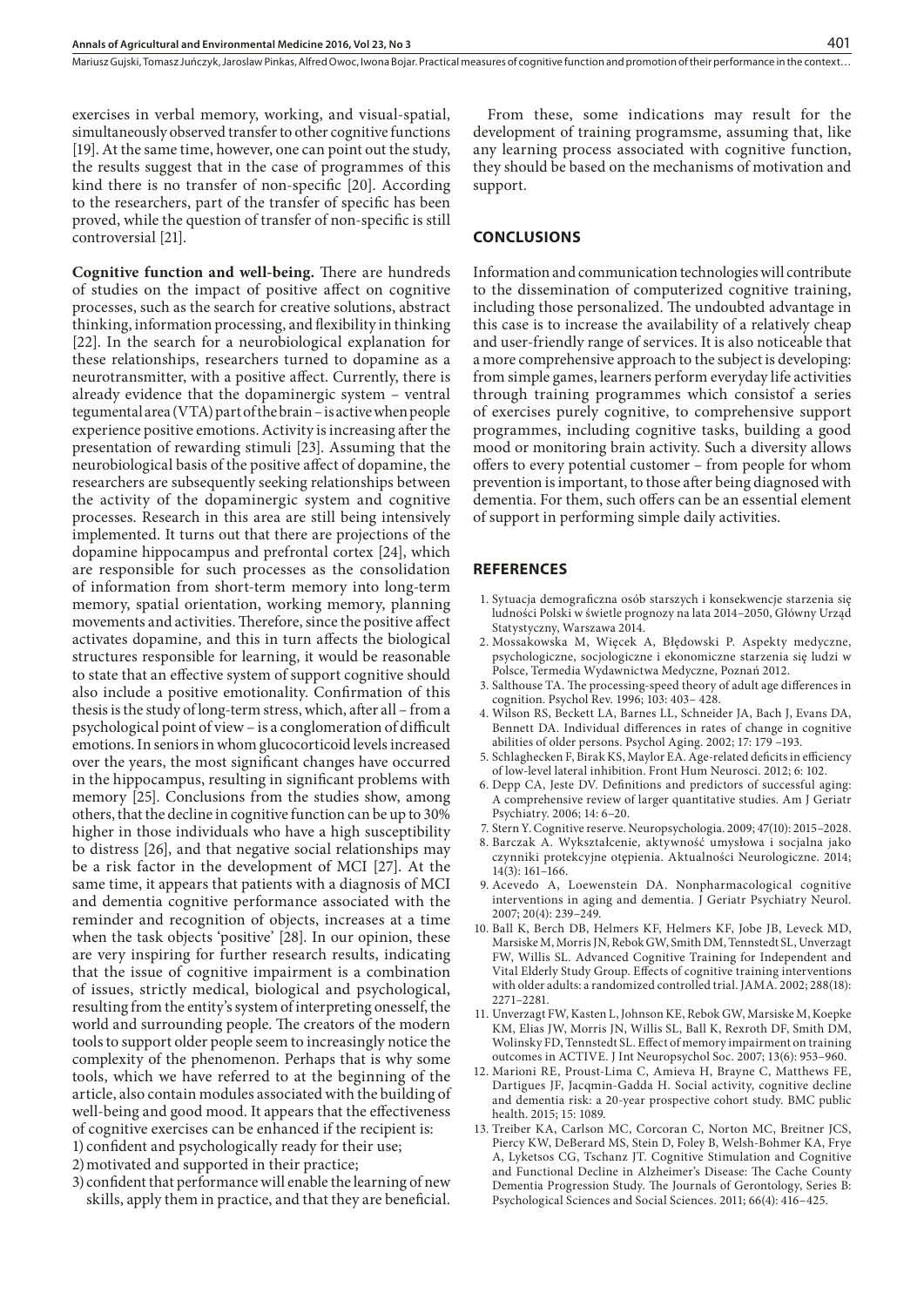exercises in verbal memory, working, and visual-spatial, simultaneously observed transfer to other cognitive functions [19]. At the same time, however, one can point out the study, the results suggest that in the case of programmes of this kind there is no transfer of non-specific [20]. According to the researchers, part of the transfer of specific has been proved, while the question of transfer of non-specific is still controversial [21].

**Cognitive function and well-being.** There are hundreds of studies on the impact of positive affect on cognitive processes, such as the search for creative solutions, abstract thinking, information processing, and flexibility in thinking [22]. In the search for a neurobiological explanation for these relationships, researchers turned to dopamine as a neurotransmitter, with a positive affect. Currently, there is already evidence that the dopaminergic system – ventral tegumental area (VTA) part of the brain – is active when people experience positive emotions. Activity is increasing after the presentation of rewarding stimuli [23]. Assuming that the neurobiological basis of the positive affect of dopamine, the researchers are subsequently seeking relationships between the activity of the dopaminergic system and cognitive processes. Research in this area are still being intensively implemented. It turns out that there are projections of the dopamine hippocampus and prefrontal cortex [24], which are responsible for such processes as the consolidation of information from short-term memory into long-term memory, spatial orientation, working memory, planning movements and activities. Therefore, since the positive affect activates dopamine, and this in turn affects the biological structures responsible for learning, it would be reasonable to state that an effective system of support cognitive should also include a positive emotionality. Confirmation of this thesis is the study of long-term stress, which, after all – from a psychological point of view – is a conglomeration of difficult emotions. In seniors in whom glucocorticoid levels increased over the years, the most significant changes have occurred in the hippocampus, resulting in significant problems with memory [25]. Conclusions from the studies show, among others, that the decline in cognitive function can be up to 30% higher in those individuals who have a high susceptibility to distress [26], and that negative social relationships may be a risk factor in the development of MCI [27]. At the same time, it appears that patients with a diagnosis of MCI and dementia cognitive performance associated with the reminder and recognition of objects, increases at a time when the task objects 'positive' [28]. In our opinion, these are very inspiring for further research results, indicating that the issue of cognitive impairment is a combination of issues, strictly medical, biological and psychological, resulting from the entity's system of interpreting onesself, the world and surrounding people. The creators of the modern tools to support older people seem to increasingly notice the complexity of the phenomenon. Perhaps that is why some tools, which we have referred to at the beginning of the article, also contain modules associated with the building of well-being and good mood. It appears that the effectiveness of cognitive exercises can be enhanced if the recipient is:

1) confident and psychologically ready for their use;
2) motivated and supported in their practice;
3) confident that performance will enable the learning of new skills, apply them in practice, and that they are beneficial.

From these, some indications may result for the development of training programsme, assuming that, like any learning process associated with cognitive function, they should be based on the mechanisms of motivation and support.

## CONCLUSIONS

Information and communication technologies will contribute to the dissemination of computerized cognitive training, including those personalized. The undoubted advantage in this case is to increase the availability of a relatively cheap and user-friendly range of services. It is also noticeable that a more comprehensive approach to the subject is developing: from simple games, learners perform everyday life activities through training programmes which consistof a series of exercises purely cognitive, to comprehensive support programmes, including cognitive tasks, building a good mood or monitoring brain activity. Such a diversity allows offers to every potential customer – from people for whom prevention is important, to those after being diagnosed with dementia. For them, such offers can be an essential element of support in performing simple daily activities.

## REFERENCES

1. Sytuacja demograficzna osób starszych i konsekwencje starzenia się ludności Polski w świetle prognozy na lata 2014–2050, Główny Urząd Statystyczny, Warszawa 2014.
2. Mossakowska M, Więcek A, Błędowski P. Aspekty medyczne, psychologiczne, socjologiczne i ekonomiczne starzenia się ludzi w Polsce, Termedia Wydawnictwa Medyczne, Poznań 2012.
3. Salthouse TA. The processing-speed theory of adult age differences in cognition. Psychol Rev. 1996; 103: 403– 428.
4. Wilson RS, Beckett LA, Barnes LL, Schneider JA, Bach J, Evans DA, Bennett DA. Individual differences in rates of change in cognitive abilities of older persons. Psychol Aging. 2002; 17: 179 –193.
5. Schlaghecken F, Birak KS, Maylor EA. Age-related deficits in efficiency of low-level lateral inhibition. Front Hum Neurosci. 2012; 6: 102.
6. Depp CA, Jeste DV. Definitions and predictors of successful aging: A comprehensive review of larger quantitative studies. Am J Geriatr Psychiatry. 2006; 14: 6–20.
7. Stern Y. Cognitive reserve. Neuropsychologia. 2009; 47(10): 2015–2028.
8. Barczak A. Wykształcenie, aktywność umysłowa i socjalna jako czynniki protekcyjne otępienia. Aktualności Neurologiczne. 2014; 14(3): 161–166.
9. Acevedo A, Loewenstein DA. Nonpharmacological cognitive interventions in aging and dementia. J Geriatr Psychiatry Neurol. 2007; 20(4): 239–249.
10. Ball K, Berch DB, Helmers KF, Helmers KF, Jobe JB, Leveck MD, Marsiske M, Morris JN, Rebok GW, Smith DM, Tennstedt SL, Unverzagt FW, Willis SL. Advanced Cognitive Training for Independent and Vital Elderly Study Group. Effects of cognitive training interventions with older adults: a randomized controlled trial. JAMA. 2002; 288(18): 2271–2281.
11. Unverzagt FW, Kasten L, Johnson KE, Rebok GW, Marsiske M, Koepke KM, Elias JW, Morris JN, Willis SL, Ball K, Rexroth DF, Smith DM, Wolinsky FD, Tennstedt SL. Effect of memory impairment on training outcomes in ACTIVE. J Int Neuropsychol Soc. 2007; 13(6): 953–960.
12. Marioni RE, Proust-Lima C, Amieva H, Brayne C, Matthews FE, Dartigues JF, Jacqmin-Gadda H. Social activity, cognitive decline and dementia risk: a 20-year prospective cohort study. BMC public health. 2015; 15: 1089.
13. Treiber KA, Carlson MC, Corcoran C, Norton MC, Breitner JCS, Piercy KW, DeBerard MS, Stein D, Foley B, Welsh-Bohmer KA, Frye A, Lyketsos CG, Tschanz JT. Cognitive Stimulation and Cognitive and Functional Decline in Alzheimer's Disease: The Cache County Dementia Progression Study. The Journals of Gerontology, Series B: Psychological Sciences and Social Sciences. 2011; 66(4): 416–425.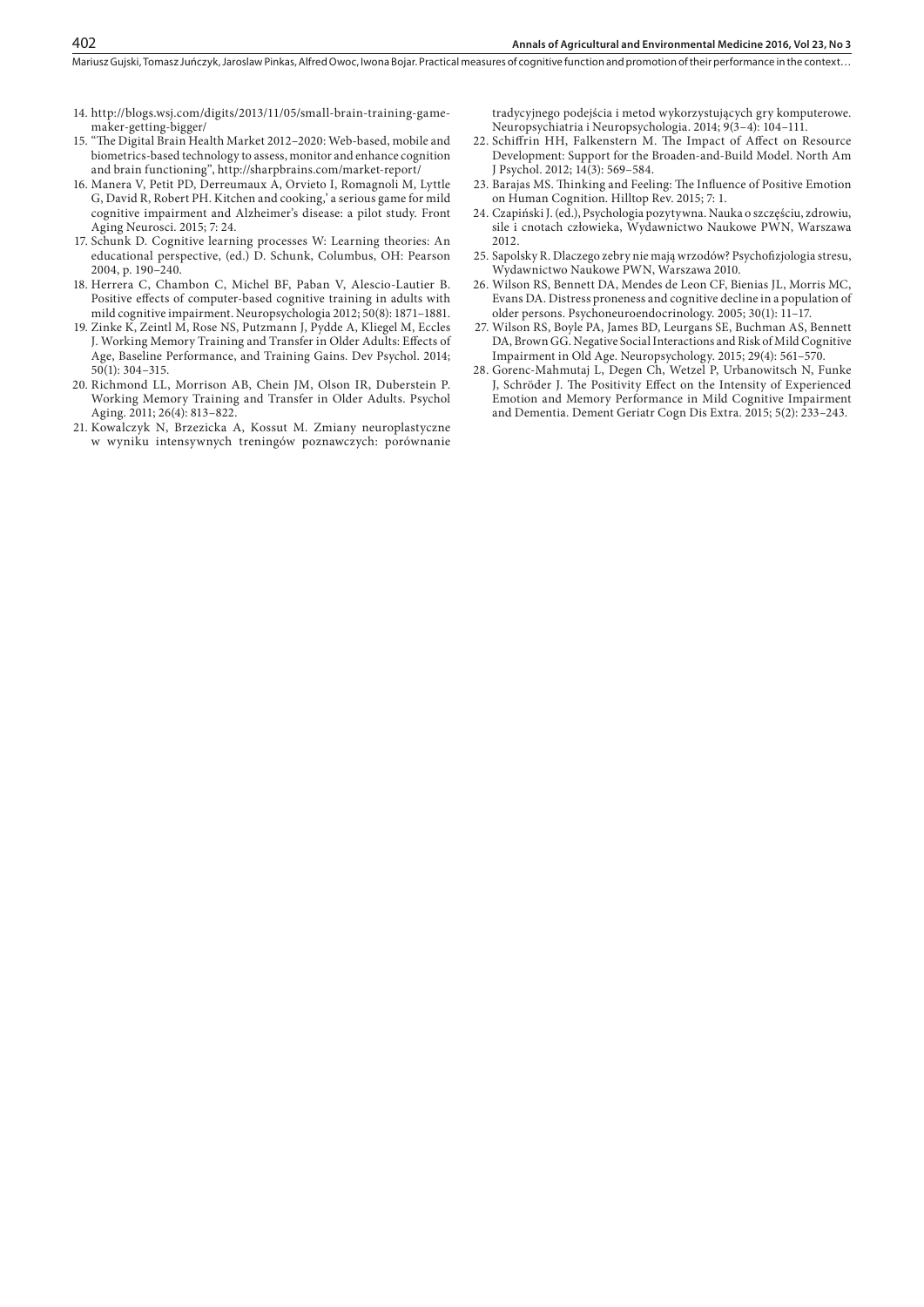14. http://blogs.wsj.com/digits/2013/11/05/small-brain-training-game-maker-getting-bigger/
15. "The Digital Brain Health Market 2012–2020: Web-based, mobile and biometrics-based technology to assess, monitor and enhance cognition and brain functioning", http://sharpbrains.com/market-report/
16. Manera V, Petit PD, Derreumaux A, Orvieto I, Romagnoli M, Lyttle G, David R, Robert PH. Kitchen and cooking,' a serious game for mild cognitive impairment and Alzheimer's disease: a pilot study. Front Aging Neurosci. 2015; 7: 24.
17. Schunk D. Cognitive learning processes W: Learning theories: An educational perspective, (ed.) D. Schunk, Columbus, OH: Pearson 2004, p. 190–240.
18. Herrera C, Chambon C, Michel BF, Paban V, Alescio-Lautier B. Positive effects of computer-based cognitive training in adults with mild cognitive impairment. Neuropsychologia 2012; 50(8): 1871–1881.
19. Zinke K, Zeintl M, Rose NS, Putzmann J, Pydde A, Kliegel M, Eccles J. Working Memory Training and Transfer in Older Adults: Effects of Age, Baseline Performance, and Training Gains. Dev Psychol. 2014; 50(1): 304–315.
20. Richmond LL, Morrison AB, Chein JM, Olson IR, Duberstein P. Working Memory Training and Transfer in Older Adults. Psychol Aging. 2011; 26(4): 813–822.
21. Kowalczyk N, Brzezicka A, Kossut M. Zmiany neuroplastyczne w wyniku intensywnych treningów poznawczych: porównanie tradycyjnego podejścia i metod wykorzystujących gry komputerowe. Neuropsychiatria i Neuropsychologia. 2014; 9(3–4): 104–111.
22. Schiffrin HH, Falkenstern M. The Impact of Affect on Resource Development: Support for the Broaden-and-Build Model. North Am J Psychol. 2012; 14(3): 569–584.
23. Barajas MS. Thinking and Feeling: The Influence of Positive Emotion on Human Cognition. Hilltop Rev. 2015; 7: 1.
24. Czapiński J. (ed.), Psychologia pozytywna. Nauka o szczęściu, zdrowiu, sile i cnotach człowieka, Wydawnictwo Naukowe PWN, Warszawa 2012.
25. Sapolsky R. Dlaczego zebry nie mają wrzodów? Psychofizjologia stresu, Wydawnictwo Naukowe PWN, Warszawa 2010.
26. Wilson RS, Bennett DA, Mendes de Leon CF, Bienias JL, Morris MC, Evans DA. Distress proneness and cognitive decline in a population of older persons. Psychoneuroendocrinology. 2005; 30(1): 11–17.
27. Wilson RS, Boyle PA, James BD, Leurgans SE, Buchman AS, Bennett DA, Brown GG. Negative Social Interactions and Risk of Mild Cognitive Impairment in Old Age. Neuropsychology. 2015; 29(4): 561–570.
28. Gorenc-Mahmutaj L, Degen Ch, Wetzel P, Urbanowitsch N, Funke J, Schröder J. The Positivity Effect on the Intensity of Experienced Emotion and Memory Performance in Mild Cognitive Impairment and Dementia. Dement Geriatr Cogn Dis Extra. 2015; 5(2): 233–243.